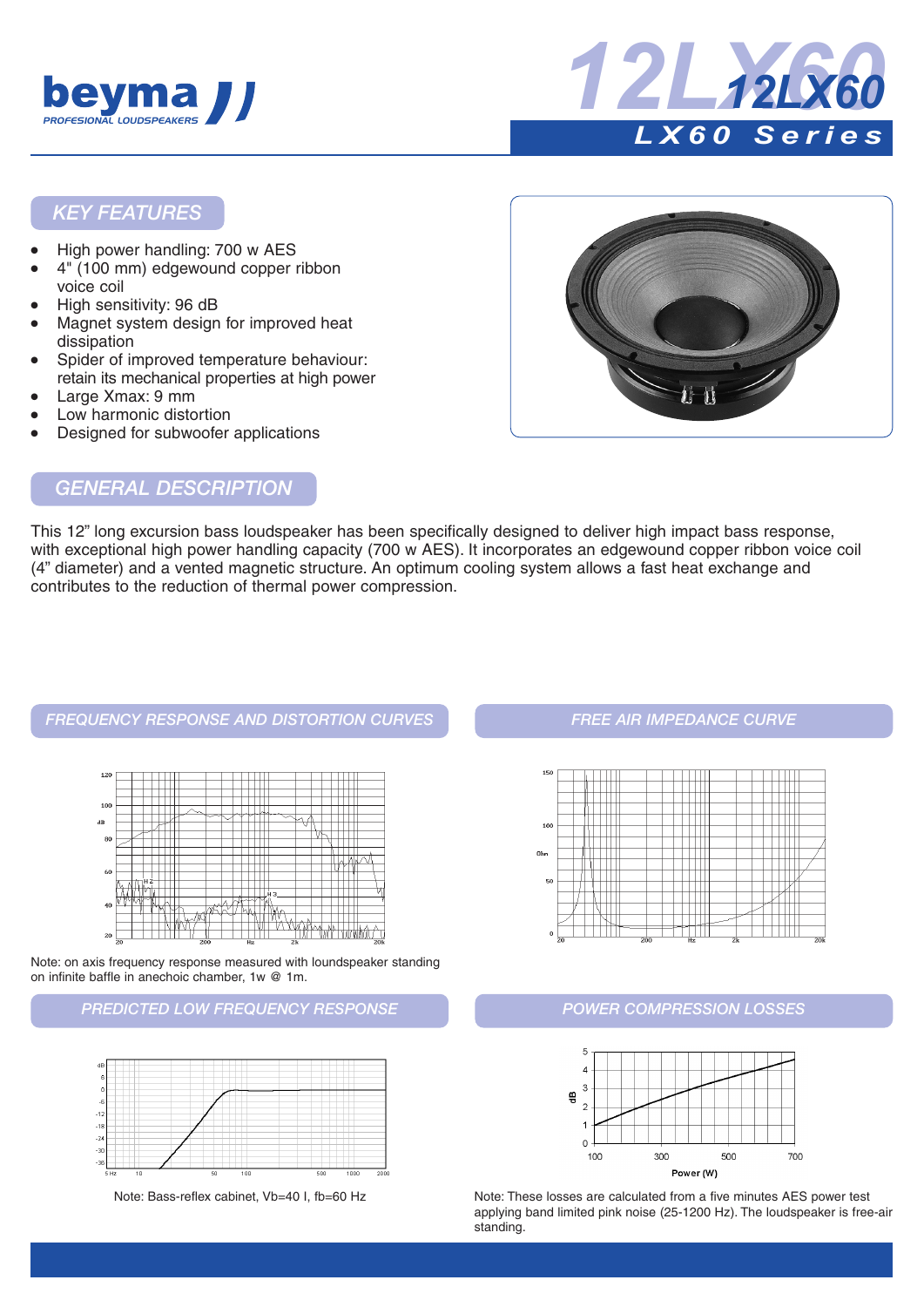# 12LX60

## LX60 Series

## KEY FEATURES

- High power handling: 700 w AES
- 4" (100 mm) edgewound copper ribbon voice coil
- High sensitivity: 96 dB
- Magnet system design for improved heat dissipation
- Spider of improved temperature behaviour: retain its mechanical properties at high power
- Large Xmax: 9 mm
- Low harmonic distortion
- Designed for subwoofer applications

## GENERAL DESCRIPTION

This 12" long excursion bass loudspeaker has been specifically designed to deliver high impact bass response, with exceptional high power handling capacity (700 w AES). It incorporates an edgewound copper ribbon voice coil (4" diameter) and a vented magnetic structure. An optimum cooling system allows a fast heat exchange and contributes to the reduction of thermal power compression.

## FREQUENCY RESPONSE AND DISTORTION CURVES

Note: on axis frequency response measured with loundspeaker standing on infinite baffle in anechoic chamber, 1w @ 1m.

## FREE AIR IMPEDANCE CURVE

## PREDICTED LOW FREQUENCY RESPONSE

Note: Bass-reflex cabinet, Vb=40 l, fb=60 Hz

## POWER COMPRESSION LOSSES

Note: These losses are calculated from a five minutes AES power test applying band limited pink noise (25-1200 Hz). The loudspeaker is free-air standing.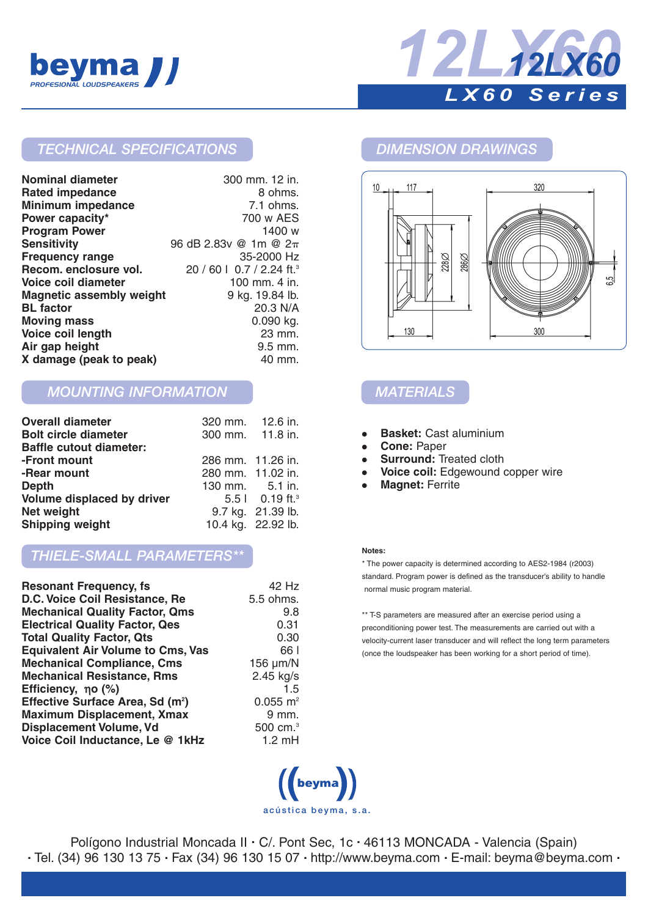# 12LX60

**LX60 Series**

## TECHNICAL SPECIFICATIONS

| | |
|---|---|
| **Nominal diameter** | 300 mm. 12 in. |
| **Rated impedance** | 8 ohms. |
| **Minimum impedance** | 7.1 ohms. |
| **Power capacity*** | 700 w AES |
| **Program Power** | 1400 w |
| **Sensitivity** | 96 dB 2.83v @ 1m @ 2π |
| **Frequency range** | 35-2000 Hz |
| **Recom. enclosure vol.** | 20 / 60 l 0.7 / 2.24 ft.³ |
| **Voice coil diameter** | 100 mm. 4 in. |
| **Magnetic assembly weight** | 9 kg. 19.84 lb. |
| **BL factor** | 20.3 N/A |
| **Moving mass** | 0.090 kg. |
| **Voice coil length** | 23 mm. |
| **Air gap height** | 9.5 mm. |
| **X damage (peak to peak)** | 40 mm. |

## MOUNTING INFORMATION

| | | |
|---|---|---|
| **Overall diameter** | 320 mm. | 12.6 in. |
| **Bolt circle diameter** | 300 mm. | 11.8 in. |
| **Baffle cutout diameter:** | | |
| **-Front mount** | 286 mm. | 11.26 in. |
| **-Rear mount** | 280 mm. | 11.02 in. |
| **Depth** | 130 mm. | 5.1 in. |
| **Volume displaced by driver** | 5.5 l | 0.19 ft.³ |
| **Net weight** | 9.7 kg. | 21.39 lb. |
| **Shipping weight** | 10.4 kg. | 22.92 lb. |

## THIELE-SMALL PARAMETERS**

| | |
|---|---|
| **Resonant Frequency, fs** | 42 Hz |
| **D.C. Voice Coil Resistance, Re** | 5.5 ohms. |
| **Mechanical Quality Factor, Qms** | 9.8 |
| **Electrical Quality Factor, Qes** | 0.31 |
| **Total Quality Factor, Qts** | 0.30 |
| **Equivalent Air Volume to Cms, Vas** | 66 l |
| **Mechanical Compliance, Cms** | 156 µm/N |
| **Mechanical Resistance, Rms** | 2.45 kg/s |
| **Efficiency, ηo (%)** | 1.5 |
| **Effective Surface Area, Sd (m²)** | 0.055 m² |
| **Maximum Displacement, Xmax** | 9 mm. |
| **Displacement Volume, Vd** | 500 cm.³ |
| **Voice Coil Inductance, Le @ 1kHz** | 1.2 mH |

## DIMENSION DRAWINGS

10
117
320
228Ø
286Ø
6.5
130
300

## MATERIALS

- **Basket:** Cast aluminium
- **Cone:** Paper
- **Surround:** Treated cloth
- **Voice coil:** Edgewound copper wire
- **Magnet:** Ferrite

**Notes:**

* The power capacity is determined according to AES2-1984 (r2003) standard. Program power is defined as the transducer's ability to handle normal music program material.

** T-S parameters are measured after an exercise period using a preconditioning power test. The measurements are carried out with a velocity-current laser transducer and will reflect the long term parameters (once the loudspeaker has been working for a short period of time).

acústica beyma, s.a.

Polígono Industrial Moncada II · C/. Pont Sec, 1c · 46113 MONCADA - Valencia (Spain)
· Tel. (34) 96 130 13 75 · Fax (34) 96 130 15 07 · http://www.beyma.com · E-mail: beyma@beyma.com ·